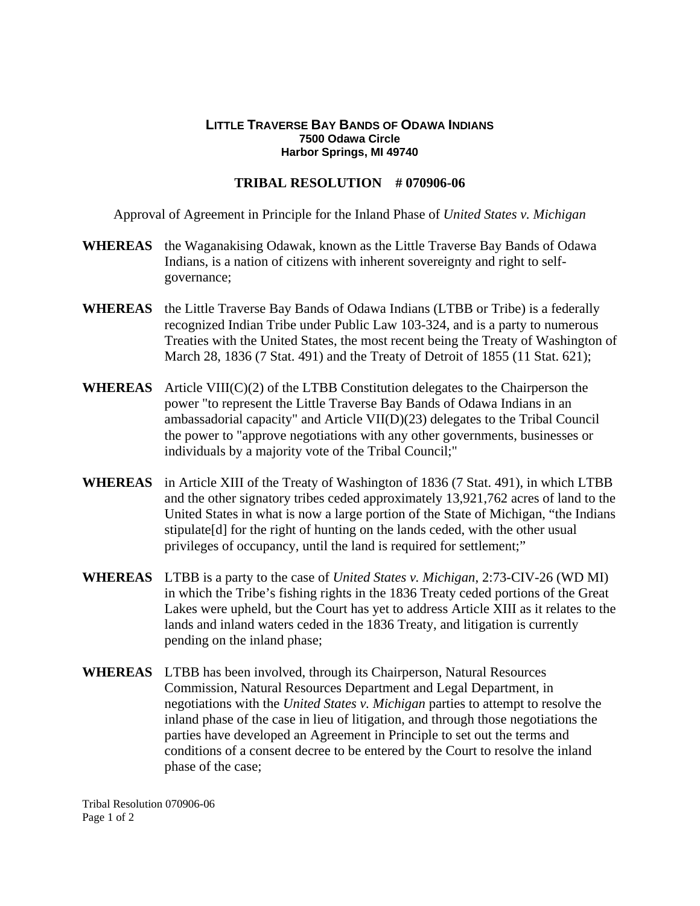**LITTLE TRAVERSE BAY BANDS OF ODAWA INDIANS**
**7500 Odawa Circle**
**Harbor Springs, MI 49740**

# TRIBAL RESOLUTION # 070906-06

Approval of Agreement in Principle for the Inland Phase of *United States v. Michigan*

**WHEREAS** the Waganakising Odawak, known as the Little Traverse Bay Bands of Odawa Indians, is a nation of citizens with inherent sovereignty and right to self-governance;

**WHEREAS** the Little Traverse Bay Bands of Odawa Indians (LTBB or Tribe) is a federally recognized Indian Tribe under Public Law 103-324, and is a party to numerous Treaties with the United States, the most recent being the Treaty of Washington of March 28, 1836 (7 Stat. 491) and the Treaty of Detroit of 1855 (11 Stat. 621);

**WHEREAS** Article VIII(C)(2) of the LTBB Constitution delegates to the Chairperson the power "to represent the Little Traverse Bay Bands of Odawa Indians in an ambassadorial capacity" and Article VII(D)(23) delegates to the Tribal Council the power to "approve negotiations with any other governments, businesses or individuals by a majority vote of the Tribal Council;"

**WHEREAS** in Article XIII of the Treaty of Washington of 1836 (7 Stat. 491), in which LTBB and the other signatory tribes ceded approximately 13,921,762 acres of land to the United States in what is now a large portion of the State of Michigan, "the Indians stipulate[d] for the right of hunting on the lands ceded, with the other usual privileges of occupancy, until the land is required for settlement;"

**WHEREAS** LTBB is a party to the case of *United States v. Michigan*, 2:73-CIV-26 (WD MI) in which the Tribe's fishing rights in the 1836 Treaty ceded portions of the Great Lakes were upheld, but the Court has yet to address Article XIII as it relates to the lands and inland waters ceded in the 1836 Treaty, and litigation is currently pending on the inland phase;

**WHEREAS** LTBB has been involved, through its Chairperson, Natural Resources Commission, Natural Resources Department and Legal Department, in negotiations with the *United States v. Michigan* parties to attempt to resolve the inland phase of the case in lieu of litigation, and through those negotiations the parties have developed an Agreement in Principle to set out the terms and conditions of a consent decree to be entered by the Court to resolve the inland phase of the case;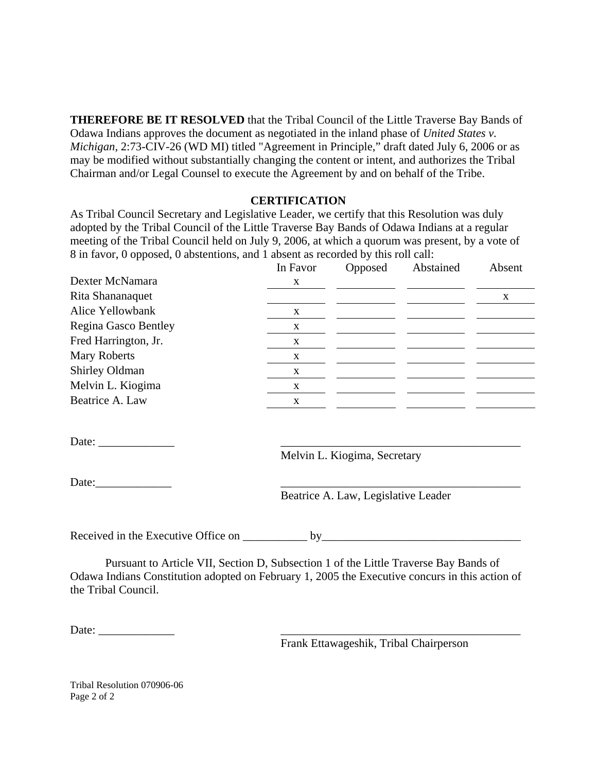**THEREFORE BE IT RESOLVED** that the Tribal Council of the Little Traverse Bay Bands of Odawa Indians approves the document as negotiated in the inland phase of *United States v. Michigan*, 2:73-CIV-26 (WD MI) titled "Agreement in Principle," draft dated July 6, 2006 or as may be modified without substantially changing the content or intent, and authorizes the Tribal Chairman and/or Legal Counsel to execute the Agreement by and on behalf of the Tribe.

## CERTIFICATION

As Tribal Council Secretary and Legislative Leader, we certify that this Resolution was duly adopted by the Tribal Council of the Little Traverse Bay Bands of Odawa Indians at a regular meeting of the Tribal Council held on July 9, 2006, at which a quorum was present, by a vote of 8 in favor, 0 opposed, 0 abstentions, and 1 absent as recorded by this roll call:

| | In Favor | Opposed | Abstained | Absent |
|---|---|---|---|---|
| Dexter McNamara | x | | | |
| Rita Shananaquet | | | | x |
| Alice Yellowbank | x | | | |
| Regina Gasco Bentley | x | | | |
| Fred Harrington, Jr. | x | | | |
| Mary Roberts | x | | | |
| Shirley Oldman | x | | | |
| Melvin L. Kiogima | x | | | |
| Beatrice A. Law | x | | | |

Date: _____________ ________________________________________

Melvin L. Kiogima, Secretary

Date:_____________ ________________________________________

Beatrice A. Law, Legislative Leader

Received in the Executive Office on ___________ by__________________________________

Pursuant to Article VII, Section D, Subsection 1 of the Little Traverse Bay Bands of Odawa Indians Constitution adopted on February 1, 2005 the Executive concurs in this action of the Tribal Council.

Date: _____________ ________________________________________

Frank Ettawageshik, Tribal Chairperson

Tribal Resolution 070906-06